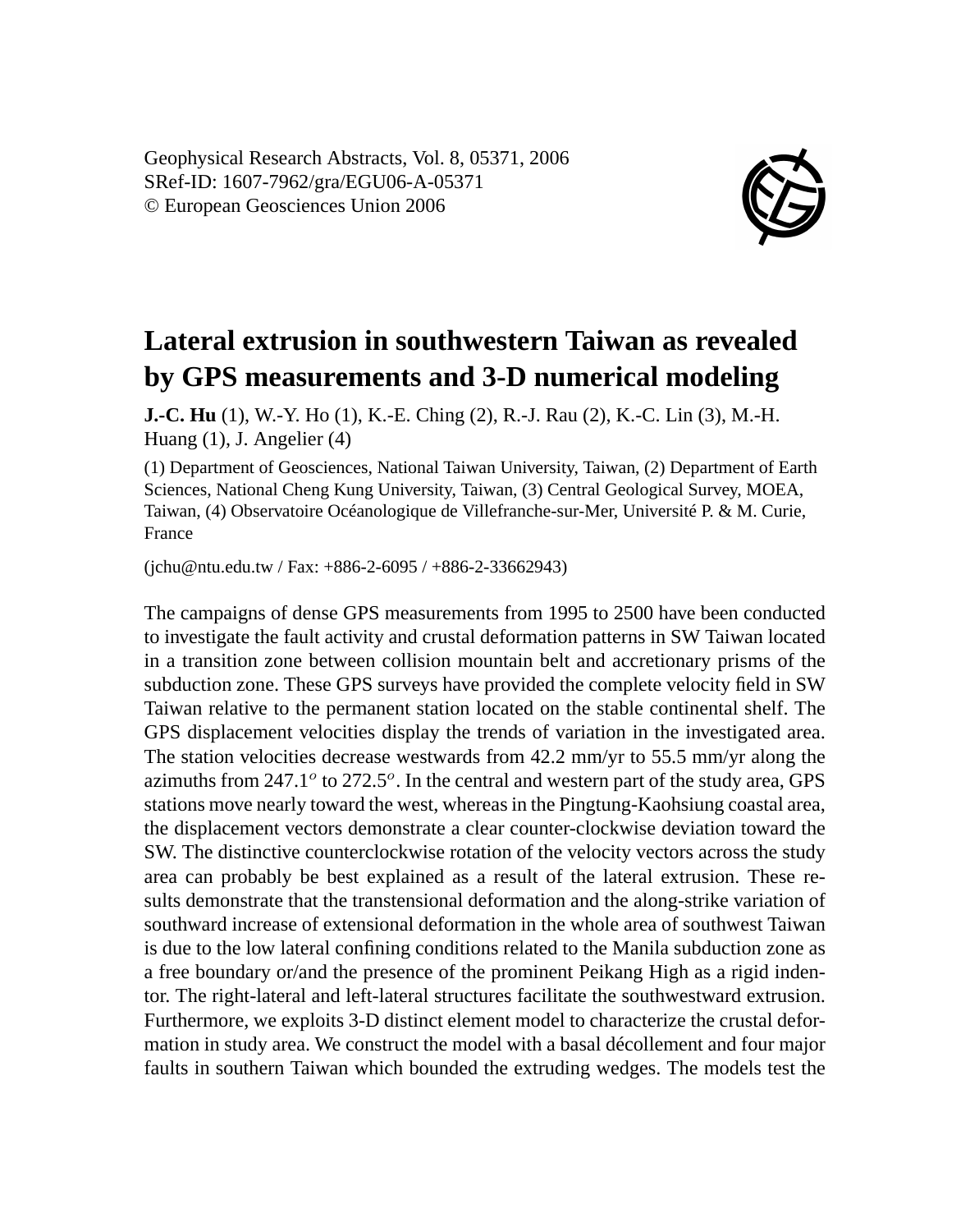Geophysical Research Abstracts, Vol. 8, 05371, 2006
SRef-ID: 1607-7962/gra/EGU06-A-05371
© European Geosciences Union 2006

# Lateral extrusion in southwestern Taiwan as revealed by GPS measurements and 3-D numerical modeling

**J.-C. Hu** (1), W.-Y. Ho (1), K.-E. Ching (2), R.-J. Rau (2), K.-C. Lin (3), M.-H. Huang (1), J. Angelier (4)

(1) Department of Geosciences, National Taiwan University, Taiwan, (2) Department of Earth Sciences, National Cheng Kung University, Taiwan, (3) Central Geological Survey, MOEA, Taiwan, (4) Observatoire Océanologique de Villefranche-sur-Mer, Université P. & M. Curie, France

(jchu@ntu.edu.tw / Fax: +886-2-6095 / +886-2-33662943)

The campaigns of dense GPS measurements from 1995 to 2500 have been conducted to investigate the fault activity and crustal deformation patterns in SW Taiwan located in a transition zone between collision mountain belt and accretionary prisms of the subduction zone. These GPS surveys have provided the complete velocity field in SW Taiwan relative to the permanent station located on the stable continental shelf. The GPS displacement velocities display the trends of variation in the investigated area. The station velocities decrease westwards from 42.2 mm/yr to 55.5 mm/yr along the azimuths from $247.1^o$ to $272.5^o$. In the central and western part of the study area, GPS stations move nearly toward the west, whereas in the Pingtung-Kaohsiung coastal area, the displacement vectors demonstrate a clear counter-clockwise deviation toward the SW. The distinctive counterclockwise rotation of the velocity vectors across the study area can probably be best explained as a result of the lateral extrusion. These results demonstrate that the transtensional deformation and the along-strike variation of southward increase of extensional deformation in the whole area of southwest Taiwan is due to the low lateral confining conditions related to the Manila subduction zone as a free boundary or/and the presence of the prominent Peikang High as a rigid indentor. The right-lateral and left-lateral structures facilitate the southwestward extrusion. Furthermore, we exploits 3-D distinct element model to characterize the crustal deformation in study area. We construct the model with a basal décollement and four major faults in southern Taiwan which bounded the extruding wedges. The models test the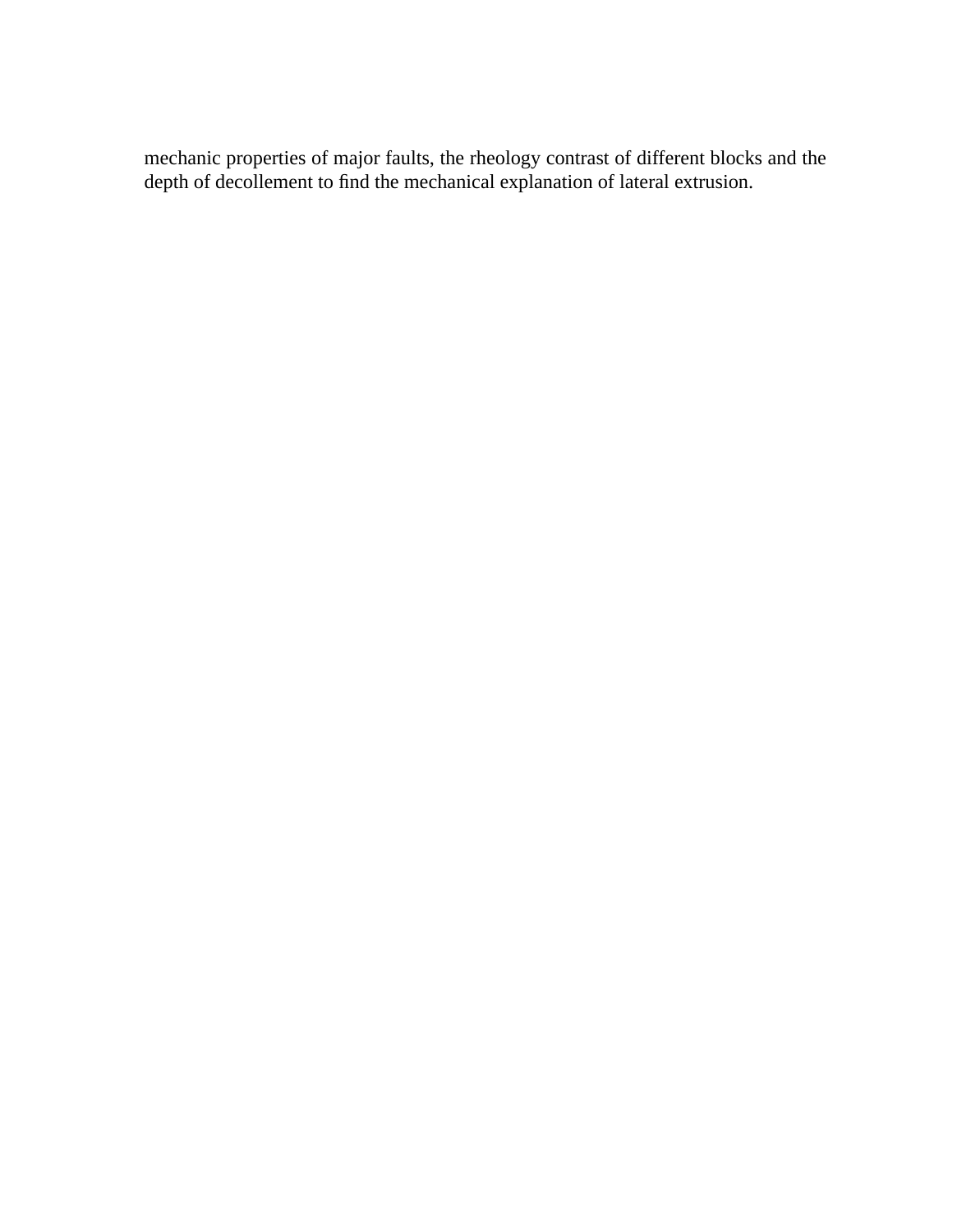mechanic properties of major faults, the rheology contrast of different blocks and the depth of decollement to find the mechanical explanation of lateral extrusion.